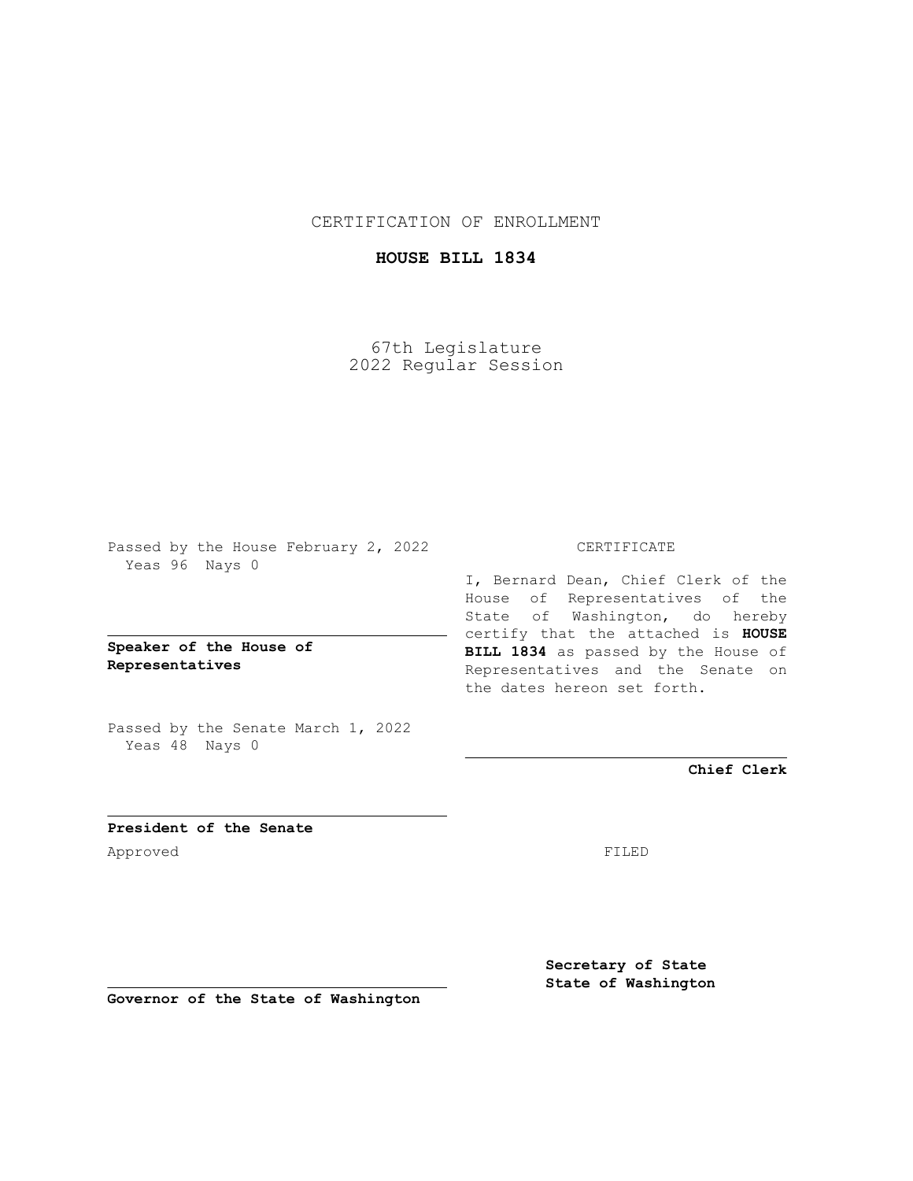CERTIFICATION OF ENROLLMENT

# HOUSE BILL 1834

67th Legislature
2022 Regular Session

Passed by the House February 2, 2022
Yeas 96 Nays 0

**Speaker of the House of Representatives**

Passed by the Senate March 1, 2022
Yeas 48 Nays 0

**President of the Senate**

Approved

**Governor of the State of Washington**

CERTIFICATE

I, Bernard Dean, Chief Clerk of the House of Representatives of the State of Washington, do hereby certify that the attached is **HOUSE BILL 1834** as passed by the House of Representatives and the Senate on the dates hereon set forth.

**Chief Clerk**

FILED

**Secretary of State**
**State of Washington**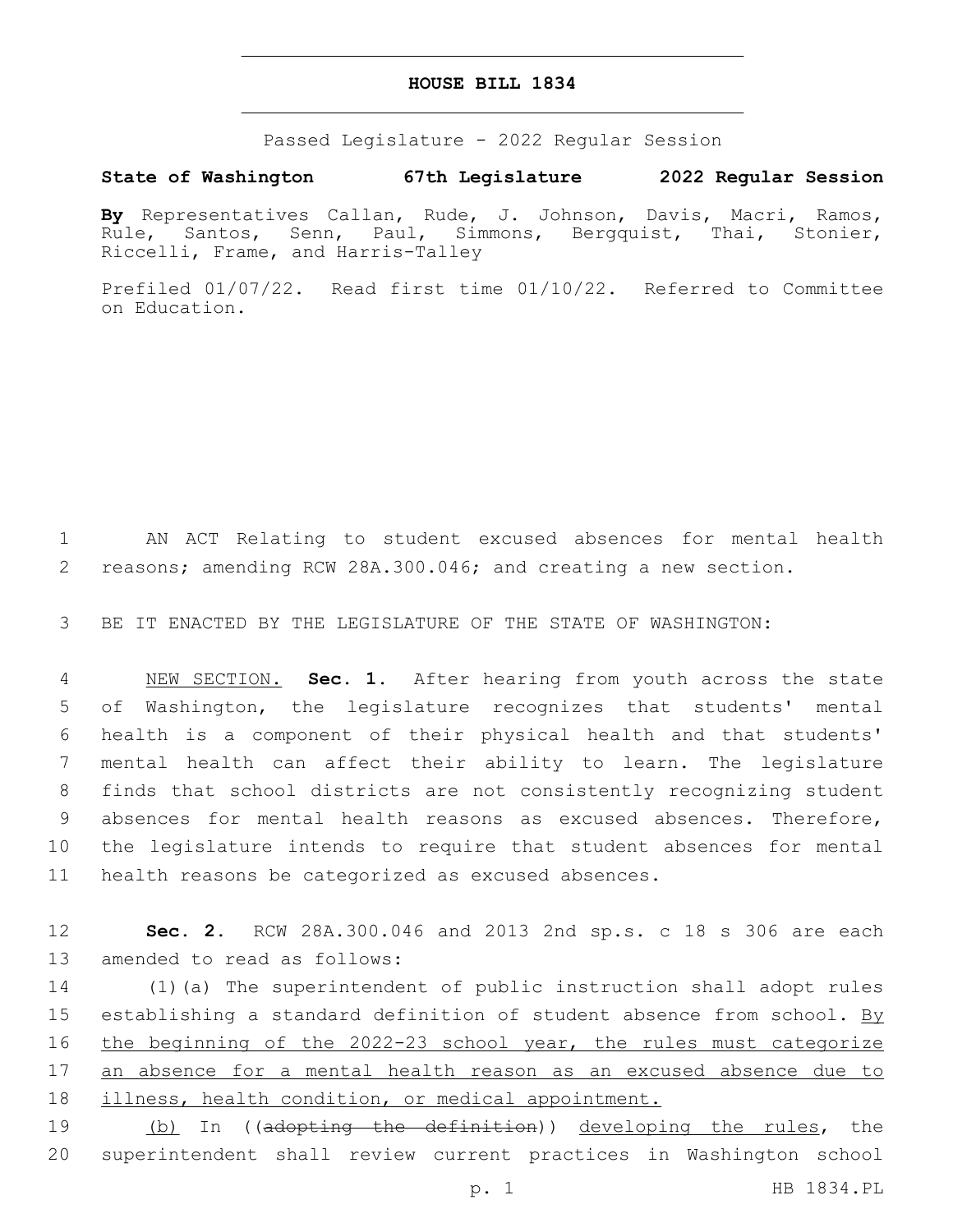# HOUSE BILL 1834

Passed Legislature - 2022 Regular Session

**State of Washington 67th Legislature 2022 Regular Session**

**By** Representatives Callan, Rude, J. Johnson, Davis, Macri, Ramos, Rule, Santos, Senn, Paul, Simmons, Bergquist, Thai, Stonier, Riccelli, Frame, and Harris-Talley

Prefiled 01/07/22. Read first time 01/10/22. Referred to Committee on Education.

1 AN ACT Relating to student excused absences for mental health
2 reasons; amending RCW 28A.300.046; and creating a new section.

3 BE IT ENACTED BY THE LEGISLATURE OF THE STATE OF WASHINGTON:

4 NEW SECTION. **Sec. 1.** After hearing from youth across the state
5 of Washington, the legislature recognizes that students' mental
6 health is a component of their physical health and that students'
7 mental health can affect their ability to learn. The legislature
8 finds that school districts are not consistently recognizing student
9 absences for mental health reasons as excused absences. Therefore,
10 the legislature intends to require that student absences for mental
11 health reasons be categorized as excused absences.

12 **Sec. 2.** RCW 28A.300.046 and 2013 2nd sp.s. c 18 s 306 are each
13 amended to read as follows:

14 (1)(a) The superintendent of public instruction shall adopt rules
15 establishing a standard definition of student absence from school. By
16 the beginning of the 2022-23 school year, the rules must categorize
17 an absence for a mental health reason as an excused absence due to
18 illness, health condition, or medical appointment.

19 (b) In ((~~adopting the definition~~)) developing the rules, the
20 superintendent shall review current practices in Washington school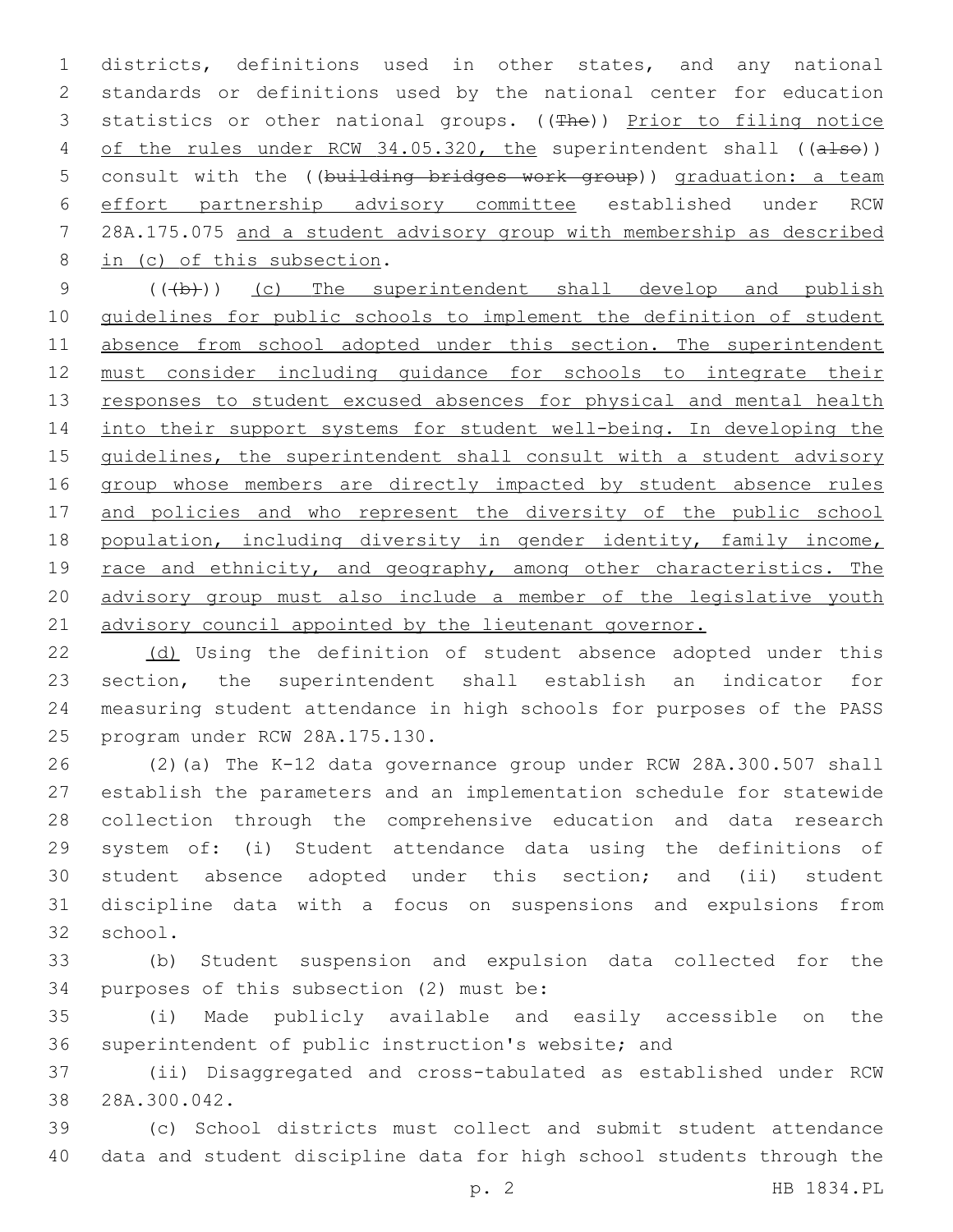districts, definitions used in other states, and any national standards or definitions used by the national center for education statistics or other national groups. ((~~The~~)) Prior to filing notice of the rules under RCW 34.05.320, the superintendent shall ((~~also~~)) consult with the ((~~building bridges work group~~)) graduation: a team effort partnership advisory committee established under RCW 28A.175.075 and a student advisory group with membership as described in (c) of this subsection.

((~~(b)~~)) (c) The superintendent shall develop and publish guidelines for public schools to implement the definition of student absence from school adopted under this section. The superintendent must consider including guidance for schools to integrate their responses to student excused absences for physical and mental health into their support systems for student well-being. In developing the guidelines, the superintendent shall consult with a student advisory group whose members are directly impacted by student absence rules and policies and who represent the diversity of the public school population, including diversity in gender identity, family income, race and ethnicity, and geography, among other characteristics. The advisory group must also include a member of the legislative youth advisory council appointed by the lieutenant governor.

(d) Using the definition of student absence adopted under this section, the superintendent shall establish an indicator for measuring student attendance in high schools for purposes of the PASS program under RCW 28A.175.130.

(2)(a) The K-12 data governance group under RCW 28A.300.507 shall establish the parameters and an implementation schedule for statewide collection through the comprehensive education and data research system of: (i) Student attendance data using the definitions of student absence adopted under this section; and (ii) student discipline data with a focus on suspensions and expulsions from school.

(b) Student suspension and expulsion data collected for the purposes of this subsection (2) must be:

(i) Made publicly available and easily accessible on the superintendent of public instruction's website; and

(ii) Disaggregated and cross-tabulated as established under RCW 28A.300.042.

(c) School districts must collect and submit student attendance data and student discipline data for high school students through the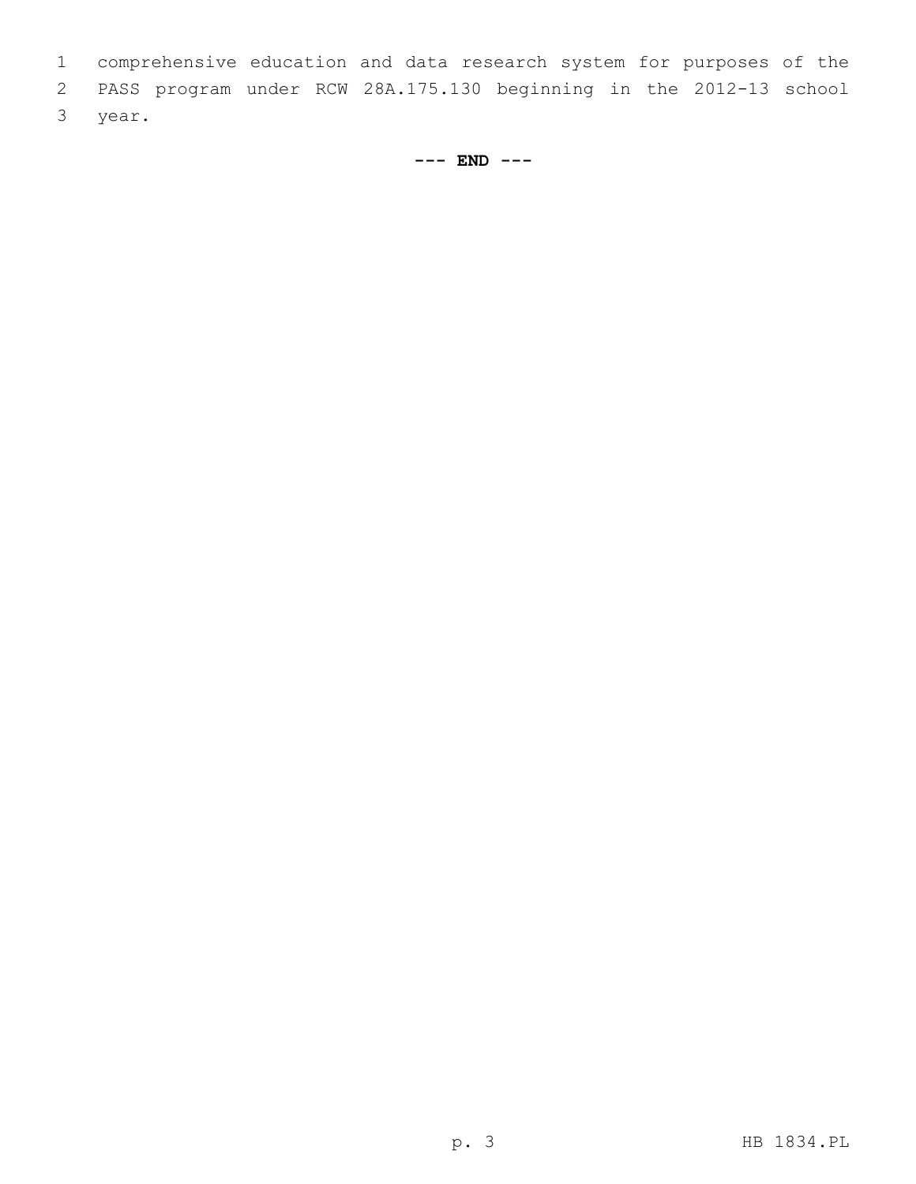comprehensive education and data research system for purposes of the PASS program under RCW 28A.175.130 beginning in the 2012-13 school year.

**--- END ---**